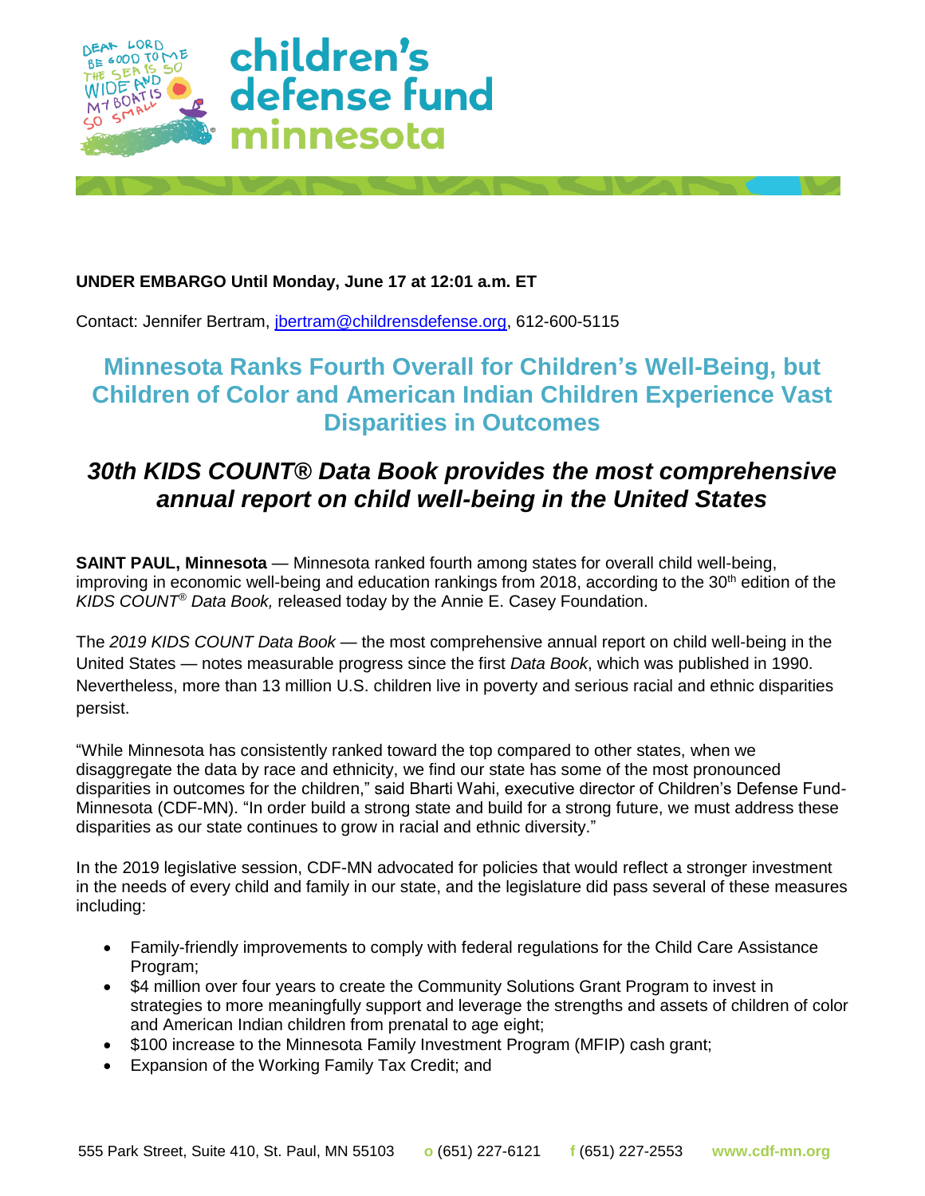**UNDER EMBARGO Until Monday, June 17 at 12:01 a.m. ET**

Contact: Jennifer Bertram, jbertram@childrensdefense.org, 612-600-5115

# Minnesota Ranks Fourth Overall for Children's Well-Being, but Children of Color and American Indian Children Experience Vast Disparities in Outcomes

## *30th KIDS COUNT® Data Book provides the most comprehensive annual report on child well-being in the United States*

**SAINT PAUL, Minnesota** — Minnesota ranked fourth among states for overall child well-being, improving in economic well-being and education rankings from 2018, according to the 30th edition of the *KIDS COUNT® Data Book,* released today by the Annie E. Casey Foundation.

The *2019 KIDS COUNT Data Book* — the most comprehensive annual report on child well-being in the United States — notes measurable progress since the first *Data Book*, which was published in 1990. Nevertheless, more than 13 million U.S. children live in poverty and serious racial and ethnic disparities persist.

"While Minnesota has consistently ranked toward the top compared to other states, when we disaggregate the data by race and ethnicity, we find our state has some of the most pronounced disparities in outcomes for the children," said Bharti Wahi, executive director of Children's Defense Fund-Minnesota (CDF-MN). "In order build a strong state and build for a strong future, we must address these disparities as our state continues to grow in racial and ethnic diversity."

In the 2019 legislative session, CDF-MN advocated for policies that would reflect a stronger investment in the needs of every child and family in our state, and the legislature did pass several of these measures including:

- Family-friendly improvements to comply with federal regulations for the Child Care Assistance Program;
- $4 million over four years to create the Community Solutions Grant Program to invest in strategies to more meaningfully support and leverage the strengths and assets of children of color and American Indian children from prenatal to age eight;
- $100 increase to the Minnesota Family Investment Program (MFIP) cash grant;
- Expansion of the Working Family Tax Credit; and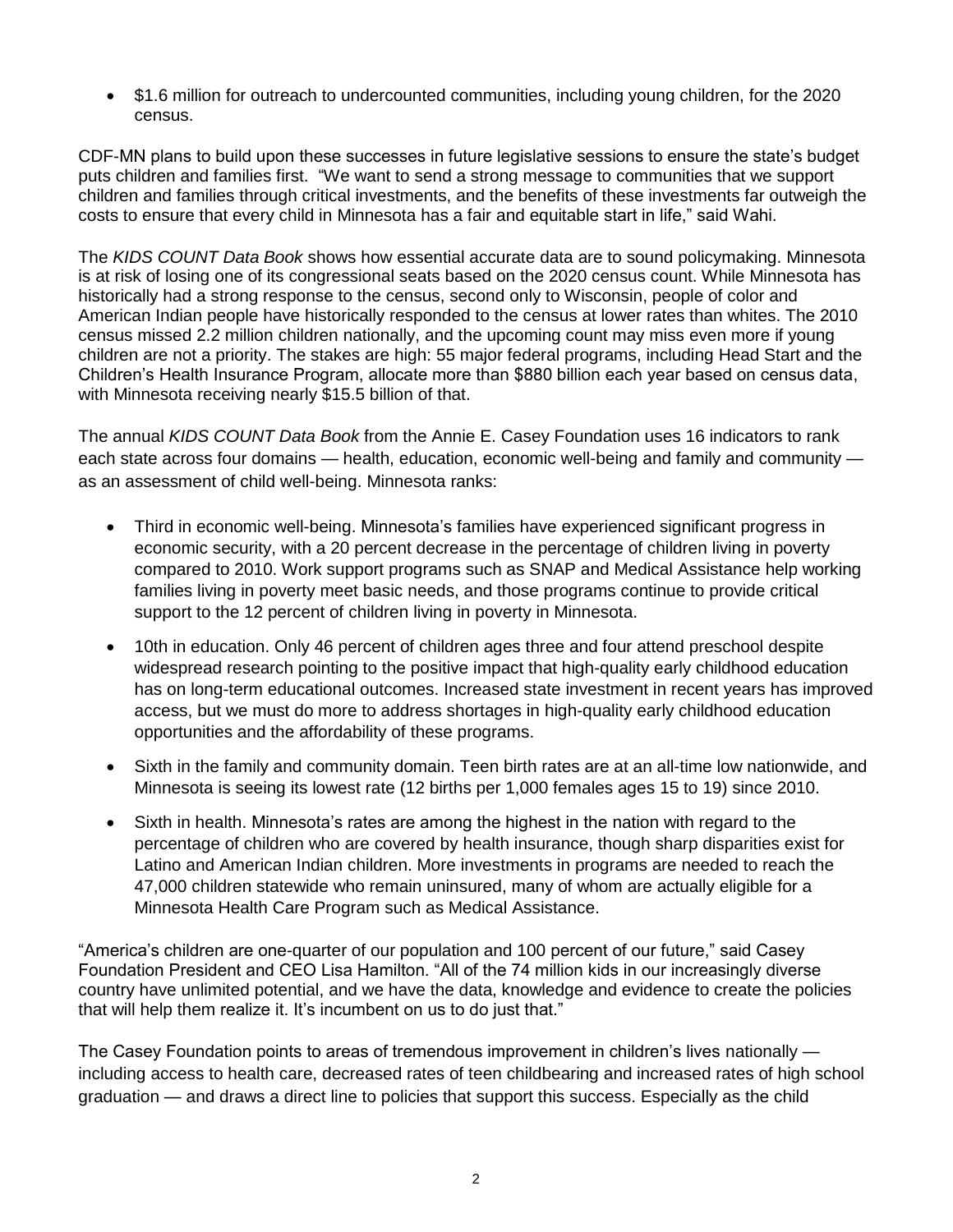- $1.6 million for outreach to undercounted communities, including young children, for the 2020 census.

CDF-MN plans to build upon these successes in future legislative sessions to ensure the state's budget puts children and families first. "We want to send a strong message to communities that we support children and families through critical investments, and the benefits of these investments far outweigh the costs to ensure that every child in Minnesota has a fair and equitable start in life," said Wahi.

The *KIDS COUNT Data Book* shows how essential accurate data are to sound policymaking. Minnesota is at risk of losing one of its congressional seats based on the 2020 census count. While Minnesota has historically had a strong response to the census, second only to Wisconsin, people of color and American Indian people have historically responded to the census at lower rates than whites. The 2010 census missed 2.2 million children nationally, and the upcoming count may miss even more if young children are not a priority. The stakes are high: 55 major federal programs, including Head Start and the Children's Health Insurance Program, allocate more than $880 billion each year based on census data, with Minnesota receiving nearly $15.5 billion of that.

The annual *KIDS COUNT Data Book* from the Annie E. Casey Foundation uses 16 indicators to rank each state across four domains — health, education, economic well-being and family and community — as an assessment of child well-being. Minnesota ranks:

- Third in economic well-being. Minnesota's families have experienced significant progress in economic security, with a 20 percent decrease in the percentage of children living in poverty compared to 2010. Work support programs such as SNAP and Medical Assistance help working families living in poverty meet basic needs, and those programs continue to provide critical support to the 12 percent of children living in poverty in Minnesota.
- 10th in education. Only 46 percent of children ages three and four attend preschool despite widespread research pointing to the positive impact that high-quality early childhood education has on long-term educational outcomes. Increased state investment in recent years has improved access, but we must do more to address shortages in high-quality early childhood education opportunities and the affordability of these programs.
- Sixth in the family and community domain. Teen birth rates are at an all-time low nationwide, and Minnesota is seeing its lowest rate (12 births per 1,000 females ages 15 to 19) since 2010.
- Sixth in health. Minnesota's rates are among the highest in the nation with regard to the percentage of children who are covered by health insurance, though sharp disparities exist for Latino and American Indian children. More investments in programs are needed to reach the 47,000 children statewide who remain uninsured, many of whom are actually eligible for a Minnesota Health Care Program such as Medical Assistance.

"America's children are one-quarter of our population and 100 percent of our future," said Casey Foundation President and CEO Lisa Hamilton. "All of the 74 million kids in our increasingly diverse country have unlimited potential, and we have the data, knowledge and evidence to create the policies that will help them realize it. It's incumbent on us to do just that."

The Casey Foundation points to areas of tremendous improvement in children's lives nationally — including access to health care, decreased rates of teen childbearing and increased rates of high school graduation — and draws a direct line to policies that support this success. Especially as the child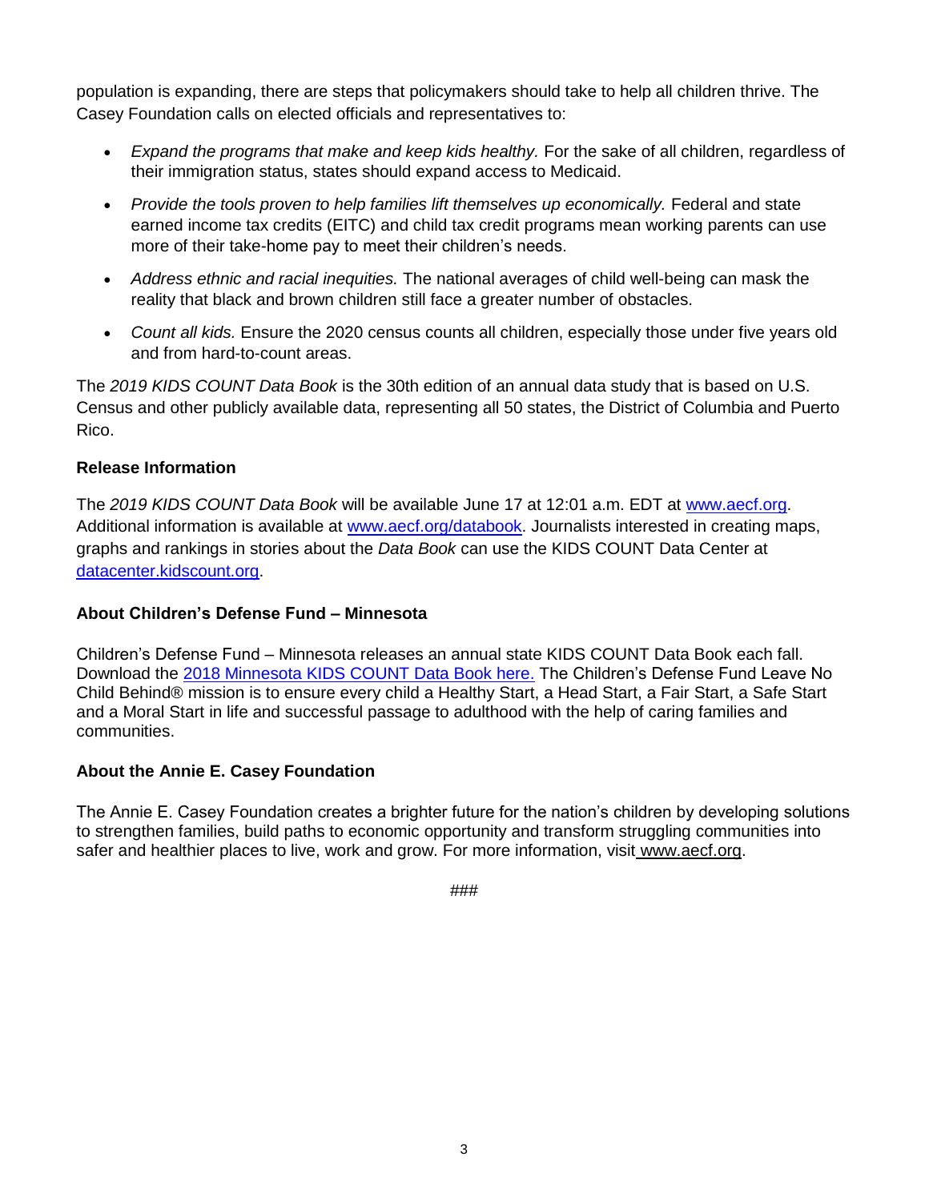population is expanding, there are steps that policymakers should take to help all children thrive. The Casey Foundation calls on elected officials and representatives to:

- *Expand the programs that make and keep kids healthy.* For the sake of all children, regardless of their immigration status, states should expand access to Medicaid.
- *Provide the tools proven to help families lift themselves up economically.* Federal and state earned income tax credits (EITC) and child tax credit programs mean working parents can use more of their take-home pay to meet their children's needs.
- *Address ethnic and racial inequities.* The national averages of child well-being can mask the reality that black and brown children still face a greater number of obstacles.
- *Count all kids.* Ensure the 2020 census counts all children, especially those under five years old and from hard-to-count areas.

The *2019 KIDS COUNT Data Book* is the 30th edition of an annual data study that is based on U.S. Census and other publicly available data, representing all 50 states, the District of Columbia and Puerto Rico.

**Release Information**

The *2019 KIDS COUNT Data Book* will be available June 17 at 12:01 a.m. EDT at www.aecf.org. Additional information is available at www.aecf.org/databook. Journalists interested in creating maps, graphs and rankings in stories about the *Data Book* can use the KIDS COUNT Data Center at datacenter.kidscount.org.

**About Children's Defense Fund – Minnesota**

Children's Defense Fund – Minnesota releases an annual state KIDS COUNT Data Book each fall. Download the 2018 Minnesota KIDS COUNT Data Book here. The Children's Defense Fund Leave No Child Behind® mission is to ensure every child a Healthy Start, a Head Start, a Fair Start, a Safe Start and a Moral Start in life and successful passage to adulthood with the help of caring families and communities.

**About the Annie E. Casey Foundation**

The Annie E. Casey Foundation creates a brighter future for the nation's children by developing solutions to strengthen families, build paths to economic opportunity and transform struggling communities into safer and healthier places to live, work and grow. For more information, visit www.aecf.org.

###